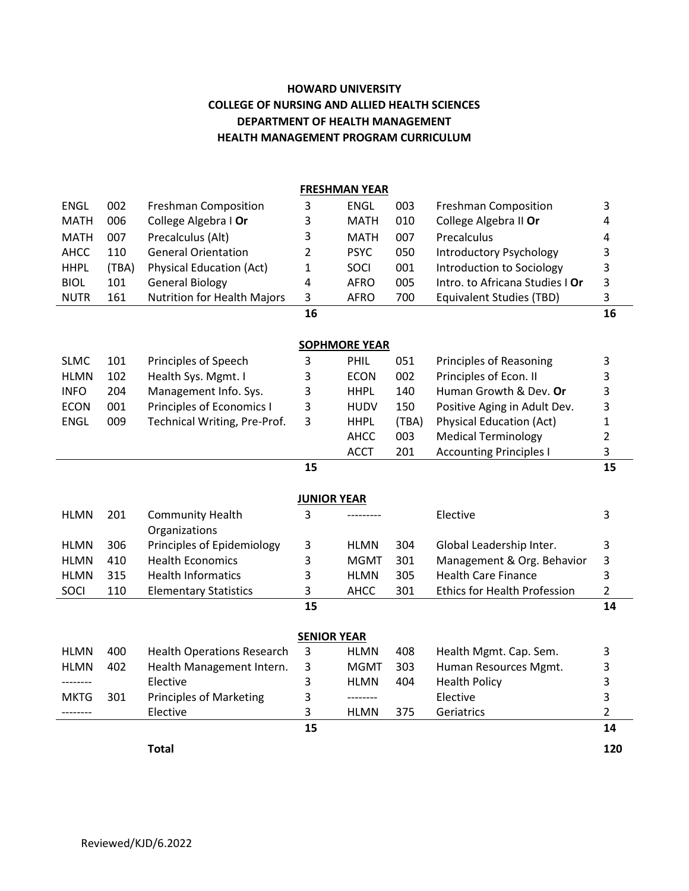# HOWARD UNIVERSITY
## COLLEGE OF NURSING AND ALLIED HEALTH SCIENCES
## DEPARTMENT OF HEALTH MANAGEMENT
## HEALTH MANAGEMENT PROGRAM CURRICULUM

### FRESHMAN YEAR

| | | | | | | | |
|---|---|---|---|---|---|---|---|
| ENGL | 002 | Freshman Composition | 3 | ENGL | 003 | Freshman Composition | 3 |
| MATH | 006 | College Algebra I **Or** | 3 | MATH | 010 | College Algebra II **Or** | 4 |
| MATH | 007 | Precalculus (Alt) | 3 | MATH | 007 | Precalculus | 4 |
| AHCC | 110 | General Orientation | 2 | PSYC | 050 | Introductory Psychology | 3 |
| HHPL | (TBA) | Physical Education (Act) | 1 | SOCI | 001 | Introduction to Sociology | 3 |
| BIOL | 101 | General Biology | 4 | AFRO | 005 | Intro. to Africana Studies I **Or** | 3 |
| NUTR | 161 | Nutrition for Health Majors | 3 | AFRO | 700 | Equivalent Studies (TBD) | 3 |
| | | | **16** | | | | **16** |

### SOPHMORE YEAR

| | | | | | | | |
|---|---|---|---|---|---|---|---|
| SLMC | 101 | Principles of Speech | 3 | PHIL | 051 | Principles of Reasoning | 3 |
| HLMN | 102 | Health Sys. Mgmt. I | 3 | ECON | 002 | Principles of Econ. II | 3 |
| INFO | 204 | Management Info. Sys. | 3 | HHPL | 140 | Human Growth & Dev. **Or** | 3 |
| ECON | 001 | Principles of Economics I | 3 | HUDV | 150 | Positive Aging in Adult Dev. | 3 |
| ENGL | 009 | Technical Writing, Pre-Prof. | 3 | HHPL | (TBA) | Physical Education (Act) | 1 |
| | | | | AHCC | 003 | Medical Terminology | 2 |
| | | | | ACCT | 201 | Accounting Principles I | 3 |
| | | | **15** | | | | **15** |

### JUNIOR YEAR

| | | | | | | | |
|---|---|---|---|---|---|---|---|
| HLMN | 201 | Community Health Organizations | 3 | --------- | | Elective | 3 |
| HLMN | 306 | Principles of Epidemiology | 3 | HLMN | 304 | Global Leadership Inter. | 3 |
| HLMN | 410 | Health Economics | 3 | MGMT | 301 | Management & Org. Behavior | 3 |
| HLMN | 315 | Health Informatics | 3 | HLMN | 305 | Health Care Finance | 3 |
| SOCI | 110 | Elementary Statistics | 3 | AHCC | 301 | Ethics for Health Profession | 2 |
| | | | **15** | | | | **14** |

### SENIOR YEAR

| | | | | | | | |
|---|---|---|---|---|---|---|---|
| HLMN | 400 | Health Operations Research | 3 | HLMN | 408 | Health Mgmt. Cap. Sem. | 3 |
| HLMN | 402 | Health Management Intern. | 3 | MGMT | 303 | Human Resources Mgmt. | 3 |
| -------- | | Elective | 3 | HLMN | 404 | Health Policy | 3 |
| MKTG | 301 | Principles of Marketing | 3 | -------- | | Elective | 3 |
| -------- | | Elective | 3 | HLMN | 375 | Geriatrics | 2 |
| | | | **15** | | | | **14** |
| | | **Total** | | | | | **120** |

Reviewed/KJD/6.2022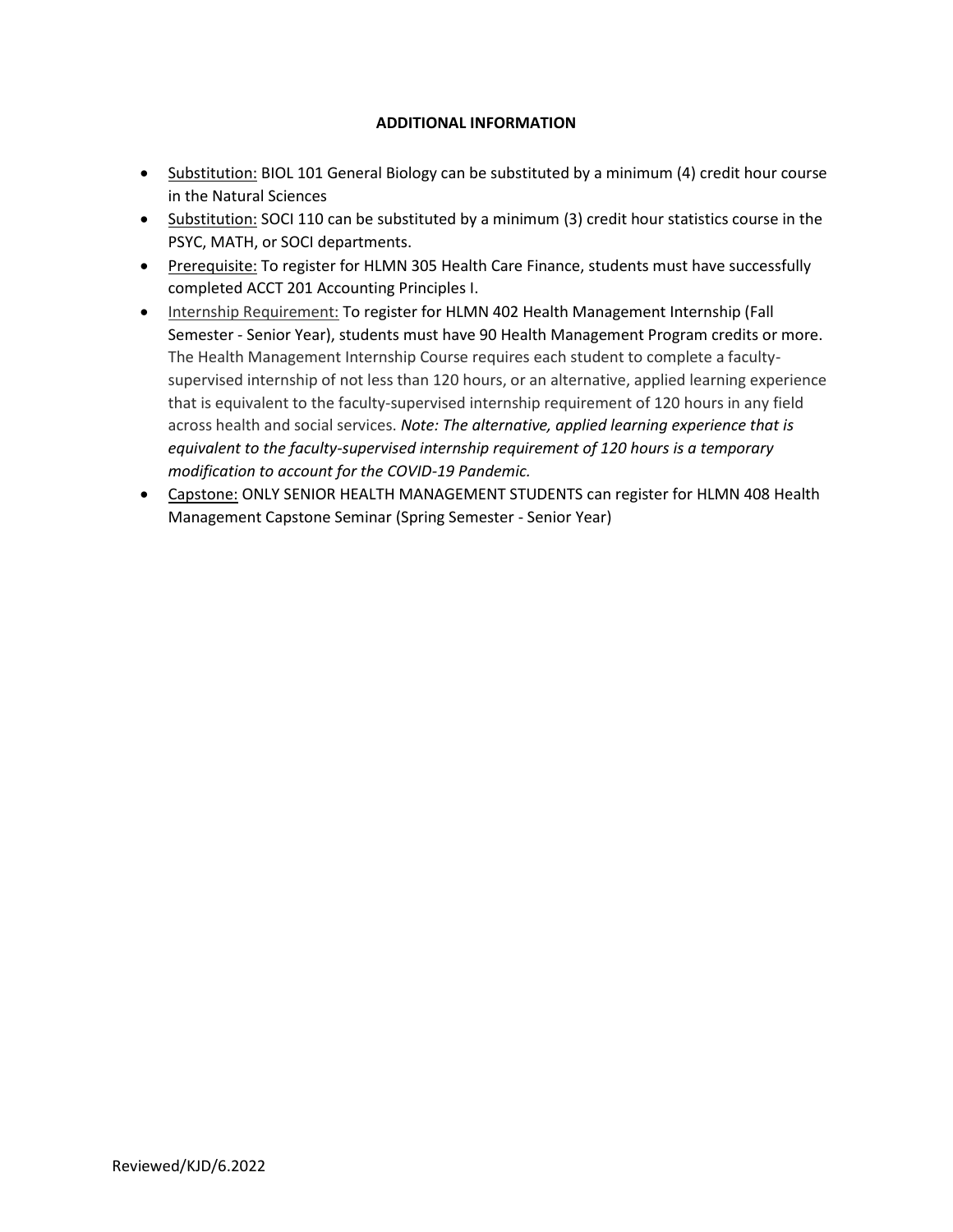**ADDITIONAL INFORMATION**

- <u>Substitution:</u> BIOL 101 General Biology can be substituted by a minimum (4) credit hour course in the Natural Sciences
- <u>Substitution:</u> SOCI 110 can be substituted by a minimum (3) credit hour statistics course in the PSYC, MATH, or SOCI departments.
- <u>Prerequisite:</u> To register for HLMN 305 Health Care Finance, students must have successfully completed ACCT 201 Accounting Principles I.
- <u>Internship Requirement:</u> To register for HLMN 402 Health Management Internship (Fall Semester - Senior Year), students must have 90 Health Management Program credits or more. The Health Management Internship Course requires each student to complete a faculty-supervised internship of not less than 120 hours, or an alternative, applied learning experience that is equivalent to the faculty-supervised internship requirement of 120 hours in any field across health and social services. ***Note: The alternative, applied learning experience that is equivalent to the faculty-supervised internship requirement of 120 hours is a temporary modification to account for the COVID-19 Pandemic.***
- <u>Capstone:</u> ONLY SENIOR HEALTH MANAGEMENT STUDENTS can register for HLMN 408 Health Management Capstone Seminar (Spring Semester - Senior Year)

Reviewed/KJD/6.2022